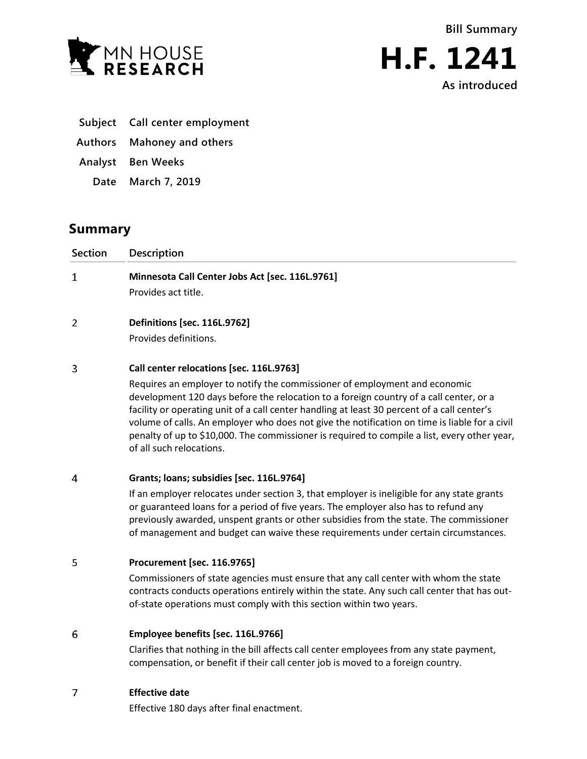Bill Summary

# H.F. 1241

As introduced

**Subject** Call center employment

**Authors** Mahoney and others

**Analyst** Ben Weeks

**Date** March 7, 2019

## Summary

| Section | Description |
|---|---|
| 1 | **Minnesota Call Center Jobs Act [sec. 116L.9761]**<br>Provides act title. |
| 2 | **Definitions [sec. 116L.9762]**<br>Provides definitions. |
| 3 | **Call center relocations [sec. 116L.9763]**<br>Requires an employer to notify the commissioner of employment and economic development 120 days before the relocation to a foreign country of a call center, or a facility or operating unit of a call center handling at least 30 percent of a call center's volume of calls. An employer who does not give the notification on time is liable for a civil penalty of up to $10,000. The commissioner is required to compile a list, every other year, of all such relocations. |
| 4 | **Grants; loans; subsidies [sec. 116L.9764]**<br>If an employer relocates under section 3, that employer is ineligible for any state grants or guaranteed loans for a period of five years. The employer also has to refund any previously awarded, unspent grants or other subsidies from the state. The commissioner of management and budget can waive these requirements under certain circumstances. |
| 5 | **Procurement [sec. 116.9765]**<br>Commissioners of state agencies must ensure that any call center with whom the state contracts conducts operations entirely within the state. Any such call center that has out-of-state operations must comply with this section within two years. |
| 6 | **Employee benefits [sec. 116L.9766]**<br>Clarifies that nothing in the bill affects call center employees from any state payment, compensation, or benefit if their call center job is moved to a foreign country. |
| 7 | **Effective date**<br>Effective 180 days after final enactment. |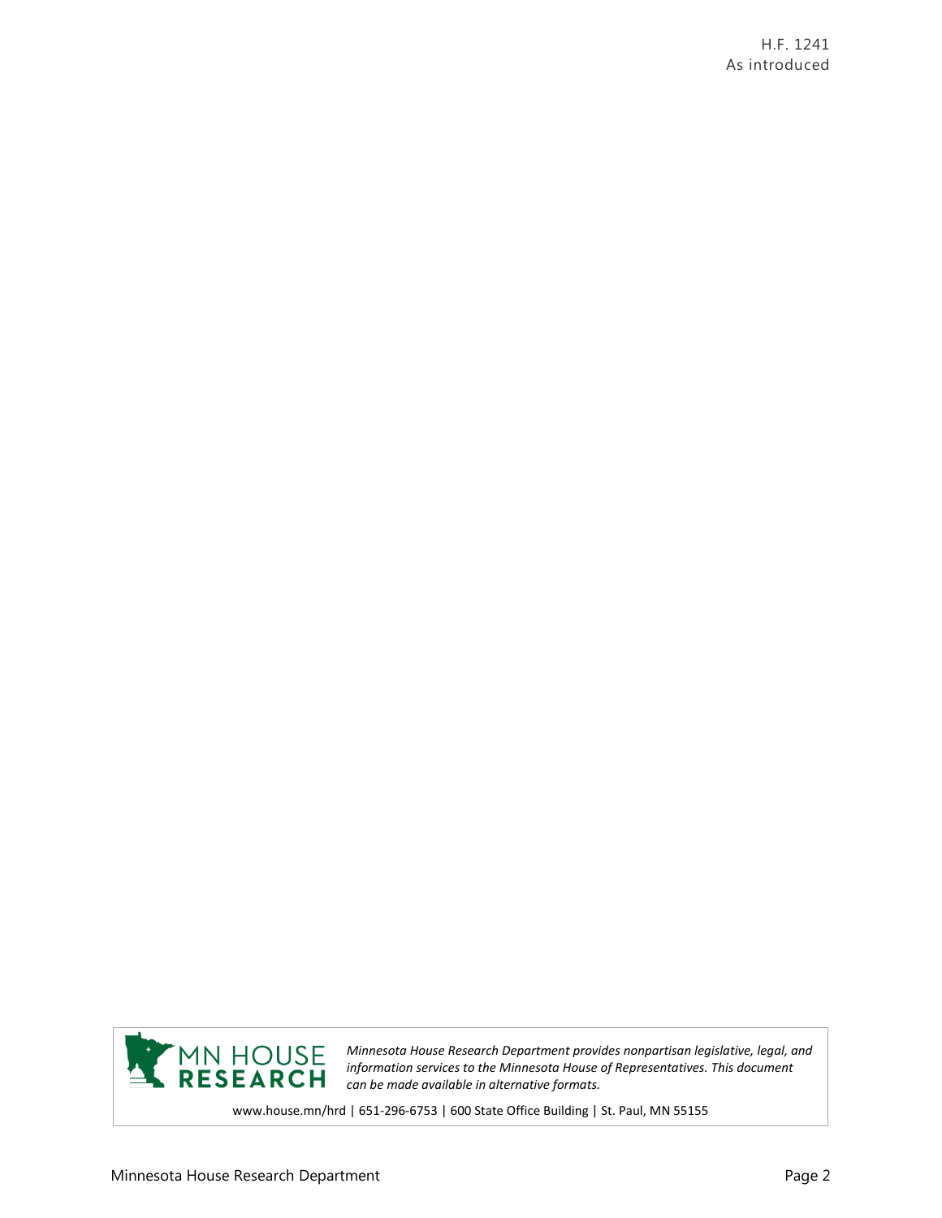Minnesota House Research Department provides nonpartisan legislative, legal, and information services to the Minnesota House of Representatives. This document can be made available in alternative formats.

www.house.mn/hrd | 651-296-6753 | 600 State Office Building | St. Paul, MN 55155